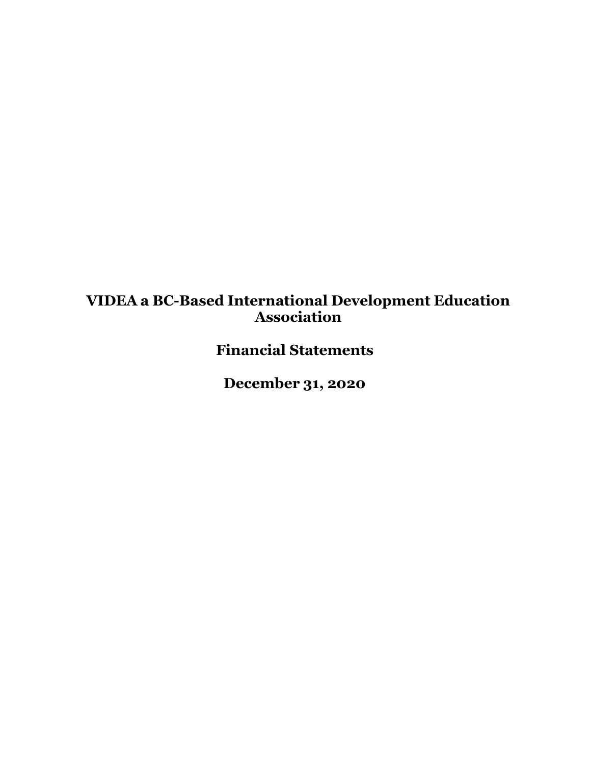# VIDEA a BC-Based International Development Education Association

## Financial Statements

## December 31, 2020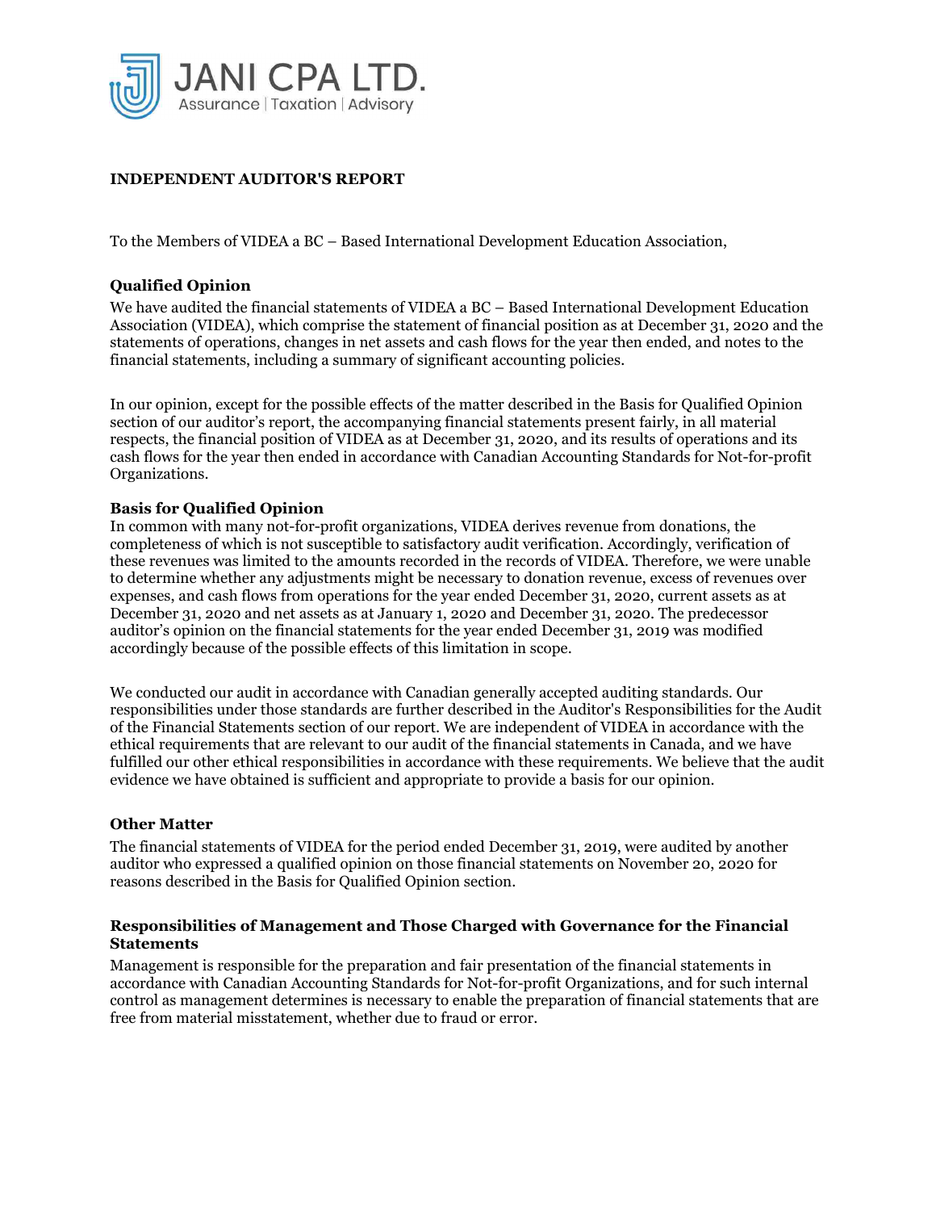JANI CPA LTD.
Assurance | Taxation | Advisory

## INDEPENDENT AUDITOR'S REPORT

To the Members of VIDEA a BC – Based International Development Education Association,

### Qualified Opinion

We have audited the financial statements of VIDEA a BC – Based International Development Education Association (VIDEA), which comprise the statement of financial position as at December 31, 2020 and the statements of operations, changes in net assets and cash flows for the year then ended, and notes to the financial statements, including a summary of significant accounting policies.

In our opinion, except for the possible effects of the matter described in the Basis for Qualified Opinion section of our auditor's report, the accompanying financial statements present fairly, in all material respects, the financial position of VIDEA as at December 31, 2020, and its results of operations and its cash flows for the year then ended in accordance with Canadian Accounting Standards for Not-for-profit Organizations.

### Basis for Qualified Opinion

In common with many not-for-profit organizations, VIDEA derives revenue from donations, the completeness of which is not susceptible to satisfactory audit verification. Accordingly, verification of these revenues was limited to the amounts recorded in the records of VIDEA. Therefore, we were unable to determine whether any adjustments might be necessary to donation revenue, excess of revenues over expenses, and cash flows from operations for the year ended December 31, 2020, current assets as at December 31, 2020 and net assets as at January 1, 2020 and December 31, 2020. The predecessor auditor's opinion on the financial statements for the year ended December 31, 2019 was modified accordingly because of the possible effects of this limitation in scope.

We conducted our audit in accordance with Canadian generally accepted auditing standards. Our responsibilities under those standards are further described in the Auditor's Responsibilities for the Audit of the Financial Statements section of our report. We are independent of VIDEA in accordance with the ethical requirements that are relevant to our audit of the financial statements in Canada, and we have fulfilled our other ethical responsibilities in accordance with these requirements. We believe that the audit evidence we have obtained is sufficient and appropriate to provide a basis for our opinion.

### Other Matter

The financial statements of VIDEA for the period ended December 31, 2019, were audited by another auditor who expressed a qualified opinion on those financial statements on November 20, 2020 for reasons described in the Basis for Qualified Opinion section.

### Responsibilities of Management and Those Charged with Governance for the Financial Statements

Management is responsible for the preparation and fair presentation of the financial statements in accordance with Canadian Accounting Standards for Not-for-profit Organizations, and for such internal control as management determines is necessary to enable the preparation of financial statements that are free from material misstatement, whether due to fraud or error.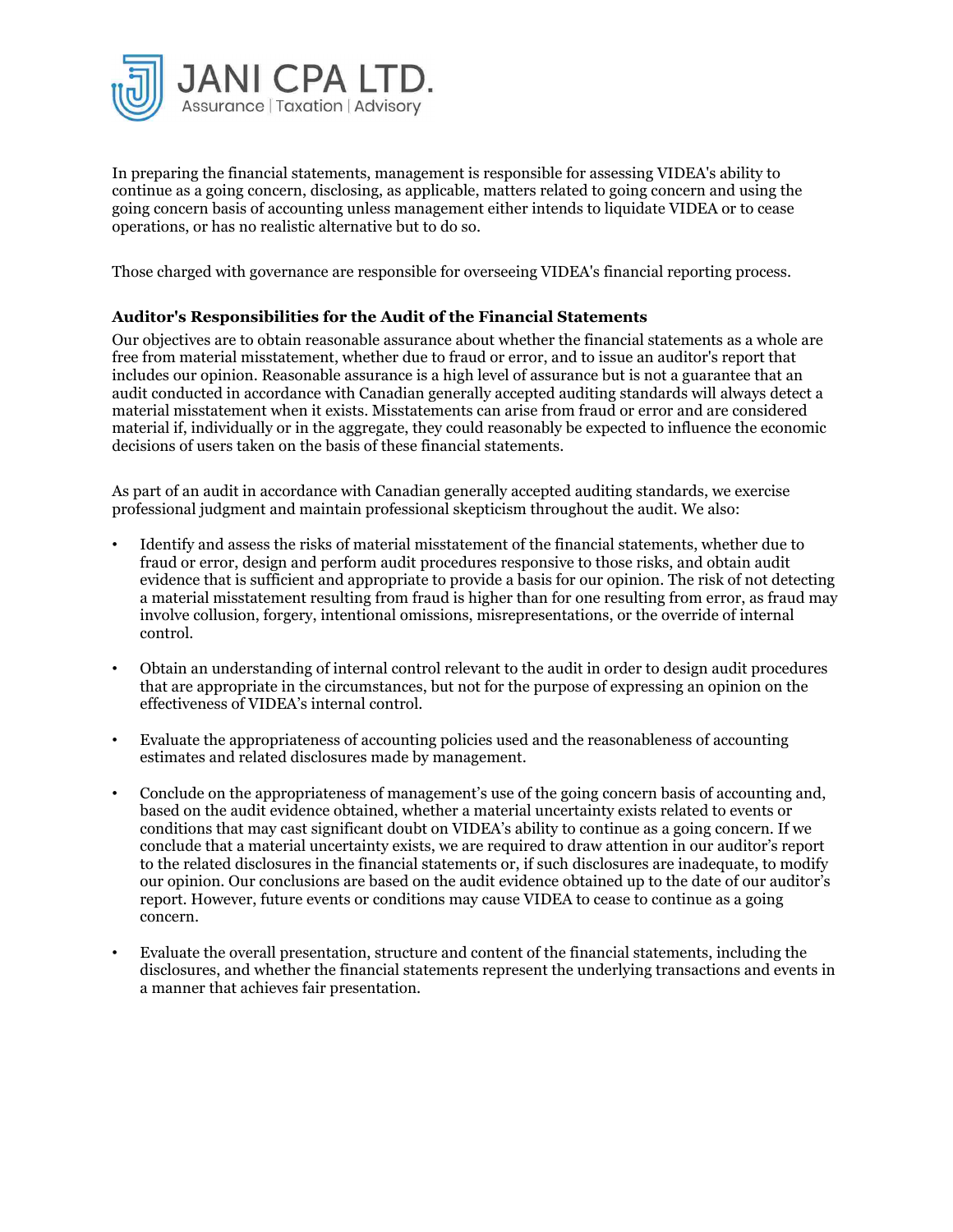In preparing the financial statements, management is responsible for assessing VIDEA's ability to continue as a going concern, disclosing, as applicable, matters related to going concern and using the going concern basis of accounting unless management either intends to liquidate VIDEA or to cease operations, or has no realistic alternative but to do so.

Those charged with governance are responsible for overseeing VIDEA's financial reporting process.

### Auditor's Responsibilities for the Audit of the Financial Statements

Our objectives are to obtain reasonable assurance about whether the financial statements as a whole are free from material misstatement, whether due to fraud or error, and to issue an auditor's report that includes our opinion. Reasonable assurance is a high level of assurance but is not a guarantee that an audit conducted in accordance with Canadian generally accepted auditing standards will always detect a material misstatement when it exists. Misstatements can arise from fraud or error and are considered material if, individually or in the aggregate, they could reasonably be expected to influence the economic decisions of users taken on the basis of these financial statements.

As part of an audit in accordance with Canadian generally accepted auditing standards, we exercise professional judgment and maintain professional skepticism throughout the audit. We also:

- Identify and assess the risks of material misstatement of the financial statements, whether due to fraud or error, design and perform audit procedures responsive to those risks, and obtain audit evidence that is sufficient and appropriate to provide a basis for our opinion. The risk of not detecting a material misstatement resulting from fraud is higher than for one resulting from error, as fraud may involve collusion, forgery, intentional omissions, misrepresentations, or the override of internal control.

- Obtain an understanding of internal control relevant to the audit in order to design audit procedures that are appropriate in the circumstances, but not for the purpose of expressing an opinion on the effectiveness of VIDEA's internal control.

- Evaluate the appropriateness of accounting policies used and the reasonableness of accounting estimates and related disclosures made by management.

- Conclude on the appropriateness of management's use of the going concern basis of accounting and, based on the audit evidence obtained, whether a material uncertainty exists related to events or conditions that may cast significant doubt on VIDEA's ability to continue as a going concern. If we conclude that a material uncertainty exists, we are required to draw attention in our auditor's report to the related disclosures in the financial statements or, if such disclosures are inadequate, to modify our opinion. Our conclusions are based on the audit evidence obtained up to the date of our auditor's report. However, future events or conditions may cause VIDEA to cease to continue as a going concern.

- Evaluate the overall presentation, structure and content of the financial statements, including the disclosures, and whether the financial statements represent the underlying transactions and events in a manner that achieves fair presentation.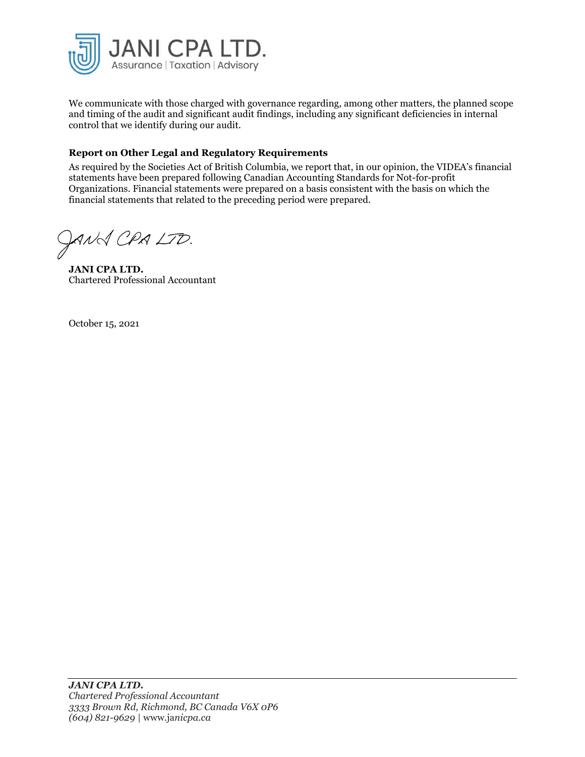We communicate with those charged with governance regarding, among other matters, the planned scope and timing of the audit and significant audit findings, including any significant deficiencies in internal control that we identify during our audit.

**Report on Other Legal and Regulatory Requirements**

As required by the Societies Act of British Columbia, we report that, in our opinion, the VIDEA's financial statements have been prepared following Canadian Accounting Standards for Not-for-profit Organizations. Financial statements were prepared on a basis consistent with the basis on which the financial statements that related to the preceding period were prepared.

JANI CPA LTD.

**JANI CPA LTD.**
Chartered Professional Accountant

October 15, 2021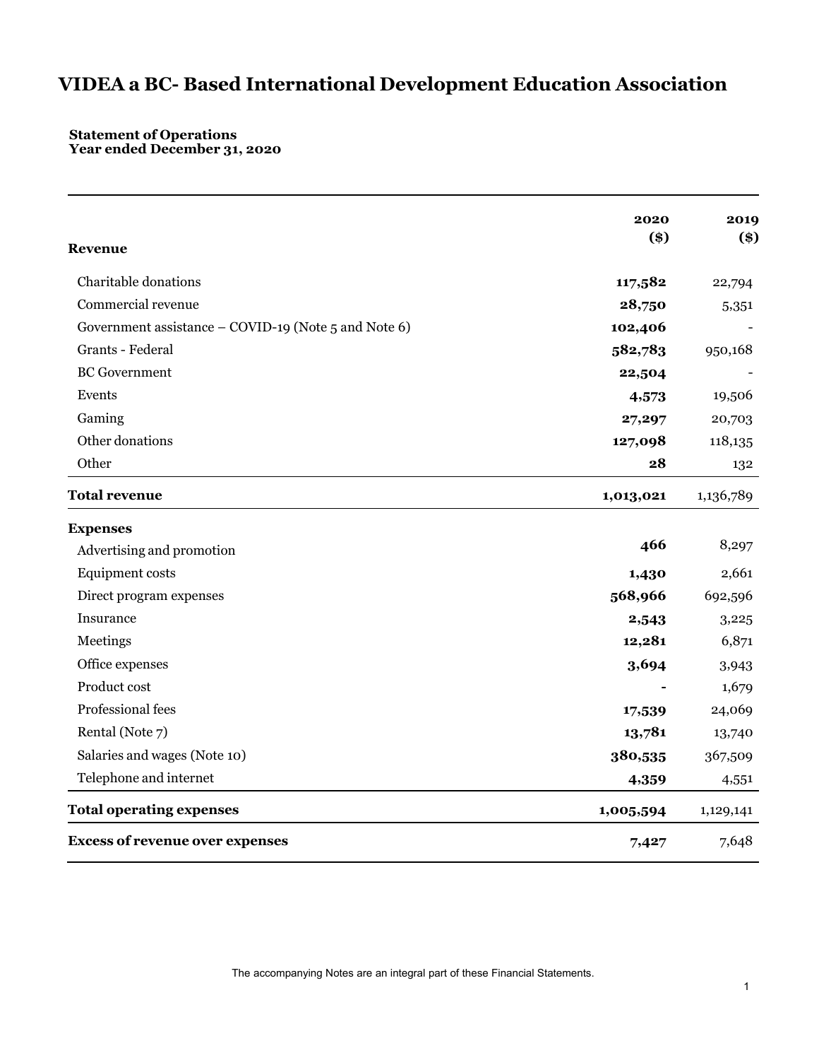# VIDEA a BC- Based International Development Education Association

**Statement of Operations**
**Year ended December 31, 2020**

| | **2020 ($)** | **2019 ($)** |
|---|---|---|
| **Revenue** | | |
| Charitable donations | **117,582** | 22,794 |
| Commercial revenue | **28,750** | 5,351 |
| Government assistance – COVID-19 (Note 5 and Note 6) | **102,406** | - |
| Grants - Federal | **582,783** | 950,168 |
| BC Government | **22,504** | - |
| Events | **4,573** | 19,506 |
| Gaming | **27,297** | 20,703 |
| Other donations | **127,098** | 118,135 |
| Other | **28** | 132 |
| **Total revenue** | **1,013,021** | 1,136,789 |
| **Expenses** | | |
| Advertising and promotion | **466** | 8,297 |
| Equipment costs | **1,430** | 2,661 |
| Direct program expenses | **568,966** | 692,596 |
| Insurance | **2,543** | 3,225 |
| Meetings | **12,281** | 6,871 |
| Office expenses | **3,694** | 3,943 |
| Product cost | **-** | 1,679 |
| Professional fees | **17,539** | 24,069 |
| Rental (Note 7) | **13,781** | 13,740 |
| Salaries and wages (Note 10) | **380,535** | 367,509 |
| Telephone and internet | **4,359** | 4,551 |
| **Total operating expenses** | **1,005,594** | 1,129,141 |
| **Excess of revenue over expenses** | **7,427** | 7,648 |

The accompanying Notes are an integral part of these Financial Statements.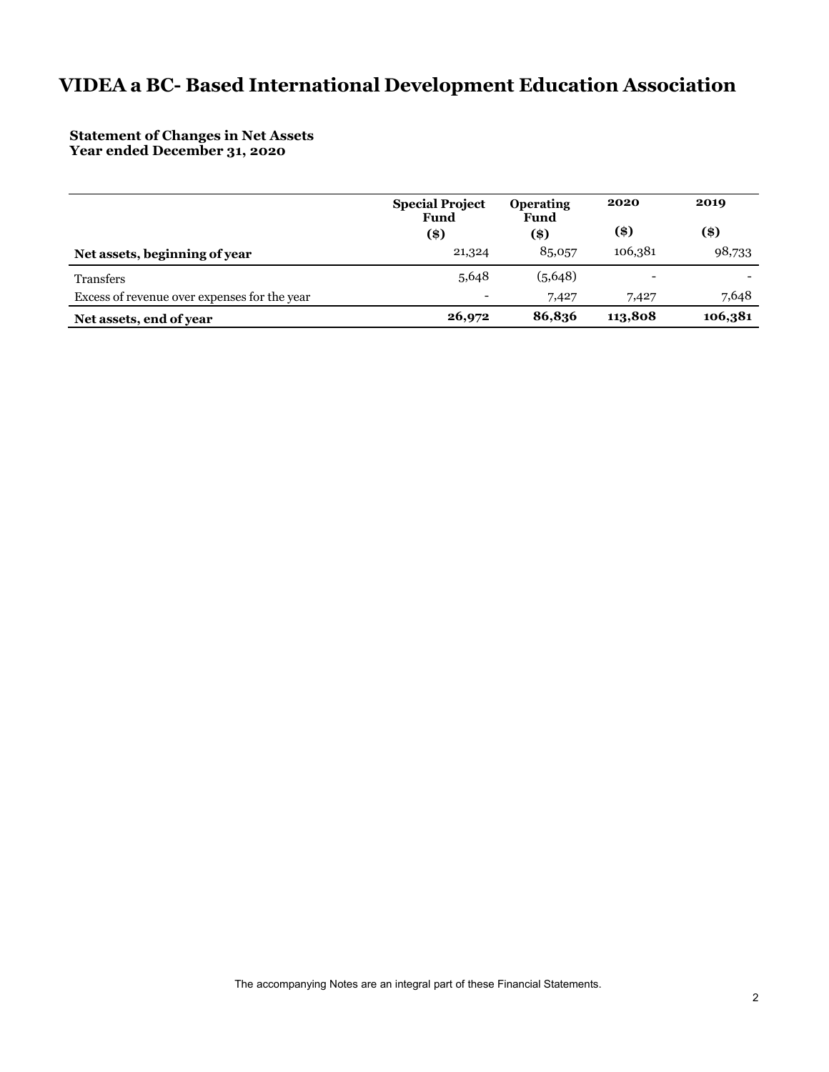# VIDEA a BC- Based International Development Education Association

**Statement of Changes in Net Assets**
**Year ended December 31, 2020**

| | Special Project Fund ($) | Operating Fund ($) | 2020 ($) | 2019 ($) |
|---|---|---|---|---|
| **Net assets, beginning of year** | 21,324 | 85,057 | 106,381 | 98,733 |
| Transfers | 5,648 | (5,648) | - | - |
| Excess of revenue over expenses for the year | - | 7,427 | 7,427 | 7,648 |
| **Net assets, end of year** | **26,972** | **86,836** | **113,808** | **106,381** |

The accompanying Notes are an integral part of these Financial Statements.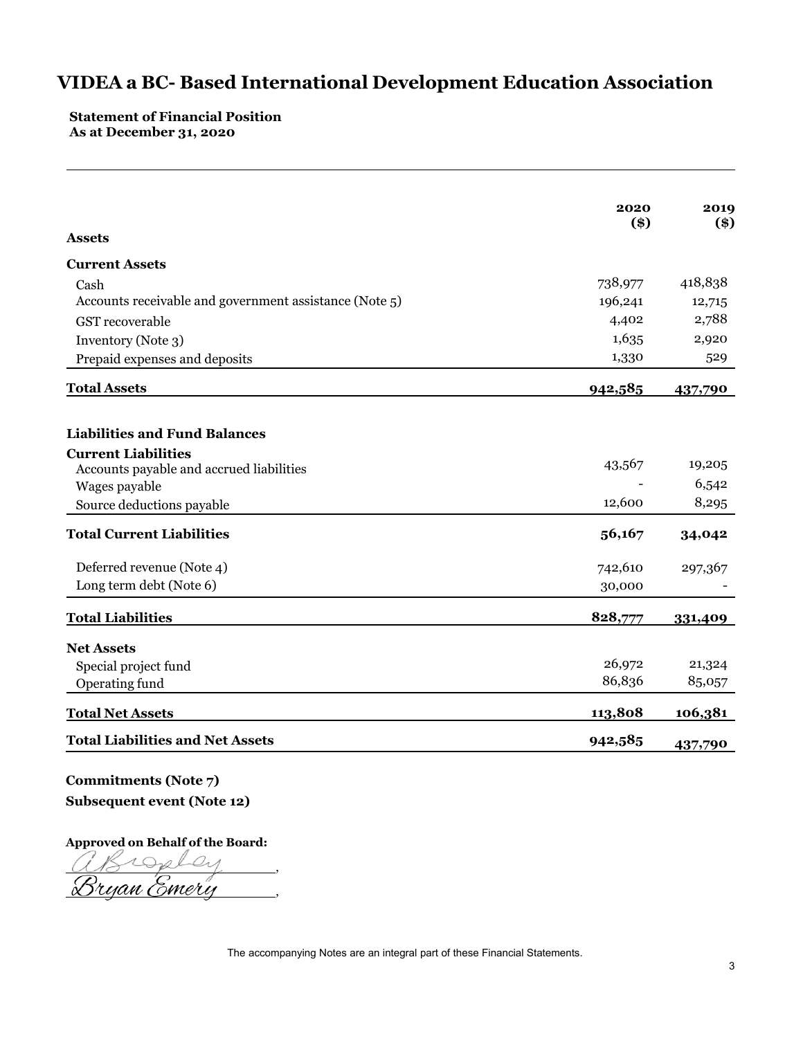# VIDEA a BC- Based International Development Education Association

**Statement of Financial Position**
**As at December 31, 2020**

| | 2020 ($) | 2019 ($) |
|---|---|---|
| **Assets** | | |
| **Current Assets** | | |
| Cash | 738,977 | 418,838 |
| Accounts receivable and government assistance (Note 5) | 196,241 | 12,715 |
| GST recoverable | 4,402 | 2,788 |
| Inventory (Note 3) | 1,635 | 2,920 |
| Prepaid expenses and deposits | 1,330 | 529 |
| **Total Assets** | **942,585** | **437,790** |
| | | |
| **Liabilities and Fund Balances** | | |
| **Current Liabilities** | | |
| Accounts payable and accrued liabilities | 43,567 | 19,205 |
| Wages payable | - | 6,542 |
| Source deductions payable | 12,600 | 8,295 |
| **Total Current Liabilities** | **56,167** | **34,042** |
| Deferred revenue (Note 4) | 742,610 | 297,367 |
| Long term debt (Note 6) | 30,000 | - |
| **Total Liabilities** | **828,777** | **331,409** |
| **Net Assets** | | |
| Special project fund | 26,972 | 21,324 |
| Operating fund | 86,836 | 85,057 |
| **Total Net Assets** | **113,808** | **106,381** |
| **Total Liabilities and Net Assets** | **942,585** | **437,790** |

**Commitments (Note 7)**

**Subsequent event (Note 12)**

**Approved on Behalf of the Board:**

ABrophey,

Bryan Emery,

The accompanying Notes are an integral part of these Financial Statements.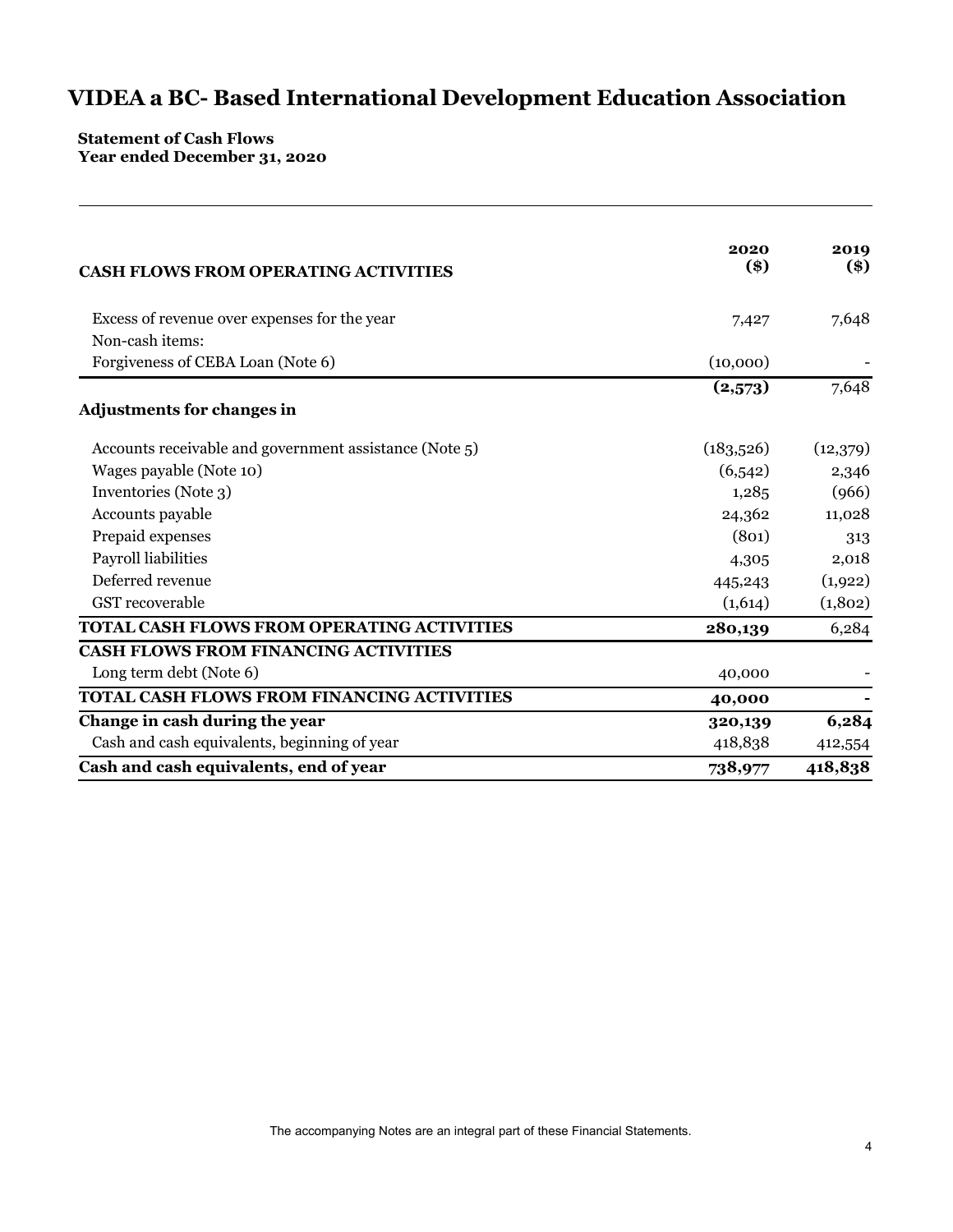# VIDEA a BC- Based International Development Education Association

**Statement of Cash Flows**
**Year ended December 31, 2020**

| CASH FLOWS FROM OPERATING ACTIVITIES | 2020 ($) | 2019 ($) |
|---|---|---|
| Excess of revenue over expenses for the year | 7,427 | 7,648 |
| Non-cash items: | | |
| Forgiveness of CEBA Loan (Note 6) | (10,000) | - |
| | **(2,573)** | 7,648 |
| **Adjustments for changes in** | | |
| Accounts receivable and government assistance (Note 5) | (183,526) | (12,379) |
| Wages payable (Note 10) | (6,542) | 2,346 |
| Inventories (Note 3) | 1,285 | (966) |
| Accounts payable | 24,362 | 11,028 |
| Prepaid expenses | (801) | 313 |
| Payroll liabilities | 4,305 | 2,018 |
| Deferred revenue | 445,243 | (1,922) |
| GST recoverable | (1,614) | (1,802) |
| **TOTAL CASH FLOWS FROM OPERATING ACTIVITIES** | **280,139** | 6,284 |
| **CASH FLOWS FROM FINANCING ACTIVITIES** | | |
| Long term debt (Note 6) | 40,000 | - |
| **TOTAL CASH FLOWS FROM FINANCING ACTIVITIES** | **40,000** | **-** |
| **Change in cash during the year** | **320,139** | **6,284** |
| Cash and cash equivalents, beginning of year | 418,838 | 412,554 |
| **Cash and cash equivalents, end of year** | **738,977** | **418,838** |

The accompanying Notes are an integral part of these Financial Statements.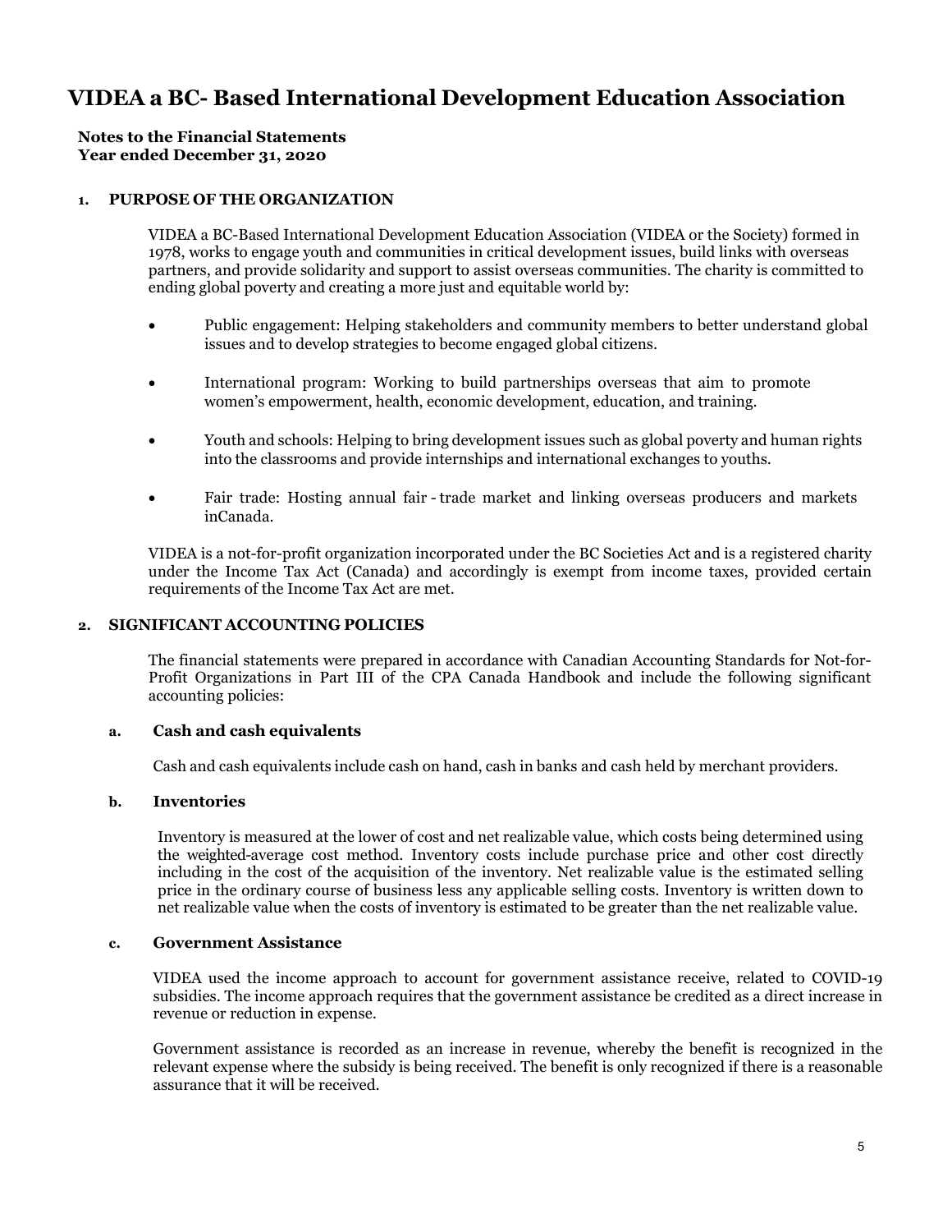# VIDEA a BC- Based International Development Education Association

**Notes to the Financial Statements**
**Year ended December 31, 2020**

## 1. PURPOSE OF THE ORGANIZATION

VIDEA a BC-Based International Development Education Association (VIDEA or the Society) formed in 1978, works to engage youth and communities in critical development issues, build links with overseas partners, and provide solidarity and support to assist overseas communities. The charity is committed to ending global poverty and creating a more just and equitable world by:

- Public engagement: Helping stakeholders and community members to better understand global issues and to develop strategies to become engaged global citizens.
- International program: Working to build partnerships overseas that aim to promote women's empowerment, health, economic development, education, and training.
- Youth and schools: Helping to bring development issues such as global poverty and human rights into the classrooms and provide internships and international exchanges to youths.
- Fair trade: Hosting annual fair - trade market and linking overseas producers and markets inCanada.

VIDEA is a not-for-profit organization incorporated under the BC Societies Act and is a registered charity under the Income Tax Act (Canada) and accordingly is exempt from income taxes, provided certain requirements of the Income Tax Act are met.

## 2. SIGNIFICANT ACCOUNTING POLICIES

The financial statements were prepared in accordance with Canadian Accounting Standards for Not-for-Profit Organizations in Part III of the CPA Canada Handbook and include the following significant accounting policies:

### a. Cash and cash equivalents

Cash and cash equivalents include cash on hand, cash in banks and cash held by merchant providers.

### b. Inventories

Inventory is measured at the lower of cost and net realizable value, which costs being determined using the weighted-average cost method. Inventory costs include purchase price and other cost directly including in the cost of the acquisition of the inventory. Net realizable value is the estimated selling price in the ordinary course of business less any applicable selling costs. Inventory is written down to net realizable value when the costs of inventory is estimated to be greater than the net realizable value.

### c. Government Assistance

VIDEA used the income approach to account for government assistance receive, related to COVID-19 subsidies. The income approach requires that the government assistance be credited as a direct increase in revenue or reduction in expense.

Government assistance is recorded as an increase in revenue, whereby the benefit is recognized in the relevant expense where the subsidy is being received. The benefit is only recognized if there is a reasonable assurance that it will be received.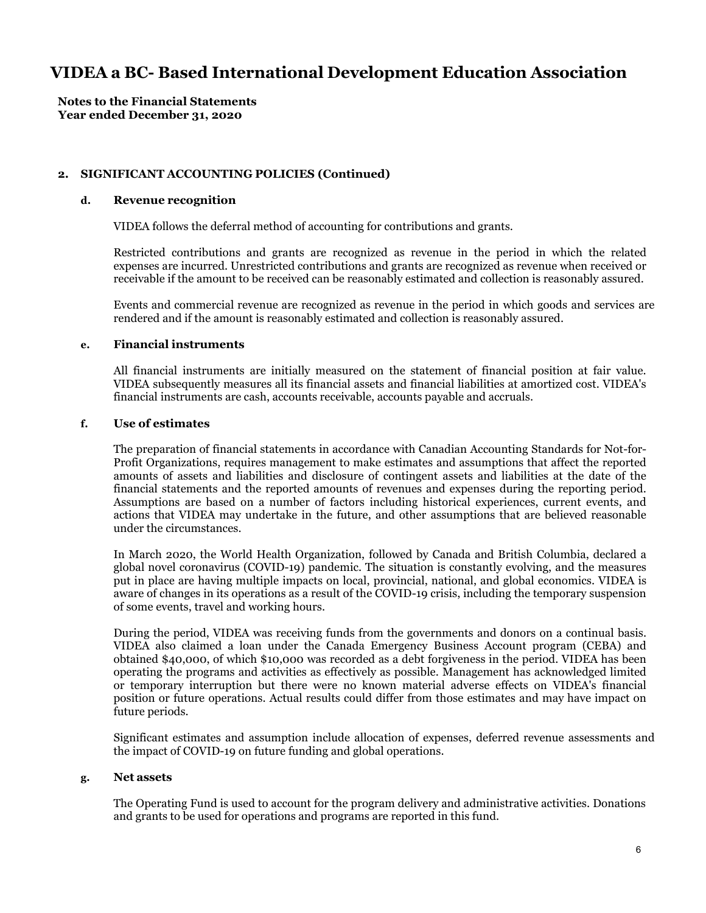# VIDEA a BC- Based International Development Education Association

**Notes to the Financial Statements**
**Year ended December 31, 2020**

## 2. SIGNIFICANT ACCOUNTING POLICIES (Continued)

### d. Revenue recognition

VIDEA follows the deferral method of accounting for contributions and grants.

Restricted contributions and grants are recognized as revenue in the period in which the related expenses are incurred. Unrestricted contributions and grants are recognized as revenue when received or receivable if the amount to be received can be reasonably estimated and collection is reasonably assured.

Events and commercial revenue are recognized as revenue in the period in which goods and services are rendered and if the amount is reasonably estimated and collection is reasonably assured.

### e. Financial instruments

All financial instruments are initially measured on the statement of financial position at fair value. VIDEA subsequently measures all its financial assets and financial liabilities at amortized cost. VIDEA's financial instruments are cash, accounts receivable, accounts payable and accruals.

### f. Use of estimates

The preparation of financial statements in accordance with Canadian Accounting Standards for Not-for-Profit Organizations, requires management to make estimates and assumptions that affect the reported amounts of assets and liabilities and disclosure of contingent assets and liabilities at the date of the financial statements and the reported amounts of revenues and expenses during the reporting period. Assumptions are based on a number of factors including historical experiences, current events, and actions that VIDEA may undertake in the future, and other assumptions that are believed reasonable under the circumstances.

In March 2020, the World Health Organization, followed by Canada and British Columbia, declared a global novel coronavirus (COVID-19) pandemic. The situation is constantly evolving, and the measures put in place are having multiple impacts on local, provincial, national, and global economics. VIDEA is aware of changes in its operations as a result of the COVID-19 crisis, including the temporary suspension of some events, travel and working hours.

During the period, VIDEA was receiving funds from the governments and donors on a continual basis. VIDEA also claimed a loan under the Canada Emergency Business Account program (CEBA) and obtained $40,000, of which $10,000 was recorded as a debt forgiveness in the period. VIDEA has been operating the programs and activities as effectively as possible. Management has acknowledged limited or temporary interruption but there were no known material adverse effects on VIDEA's financial position or future operations. Actual results could differ from those estimates and may have impact on future periods.

Significant estimates and assumption include allocation of expenses, deferred revenue assessments and the impact of COVID-19 on future funding and global operations.

### g. Net assets

The Operating Fund is used to account for the program delivery and administrative activities. Donations and grants to be used for operations and programs are reported in this fund.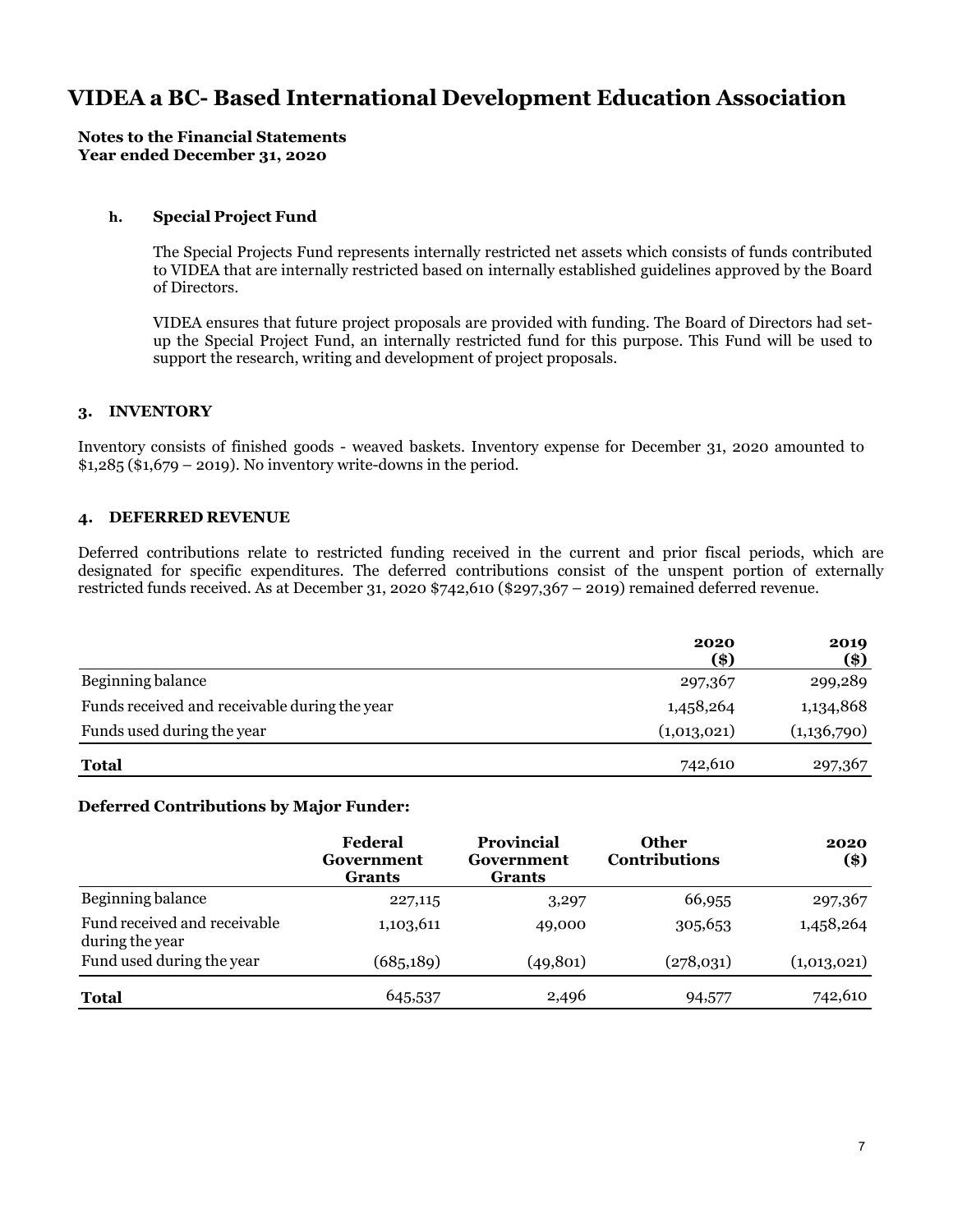# VIDEA a BC- Based International Development Education Association

**Notes to the Financial Statements**
**Year ended December 31, 2020**

**h. Special Project Fund**

The Special Projects Fund represents internally restricted net assets which consists of funds contributed to VIDEA that are internally restricted based on internally established guidelines approved by the Board of Directors.

VIDEA ensures that future project proposals are provided with funding. The Board of Directors had set-up the Special Project Fund, an internally restricted fund for this purpose. This Fund will be used to support the research, writing and development of project proposals.

## 3. INVENTORY

Inventory consists of finished goods - weaved baskets. Inventory expense for December 31, 2020 amounted to $1,285 ($1,679 – 2019). No inventory write-downs in the period.

## 4. DEFERRED REVENUE

Deferred contributions relate to restricted funding received in the current and prior fiscal periods, which are designated for specific expenditures. The deferred contributions consist of the unspent portion of externally restricted funds received. As at December 31, 2020 $742,610 ($297,367 – 2019) remained deferred revenue.

| | 2020 ($) | 2019 ($) |
|---|---|---|
| Beginning balance | 297,367 | 299,289 |
| Funds received and receivable during the year | 1,458,264 | 1,134,868 |
| Funds used during the year | (1,013,021) | (1,136,790) |
| **Total** | 742,610 | 297,367 |

**Deferred Contributions by Major Funder:**

| | Federal Government Grants | Provincial Government Grants | Other Contributions | 2020 ($) |
|---|---|---|---|---|
| Beginning balance | 227,115 | 3,297 | 66,955 | 297,367 |
| Fund received and receivable during the year | 1,103,611 | 49,000 | 305,653 | 1,458,264 |
| Fund used during the year | (685,189) | (49,801) | (278,031) | (1,013,021) |
| **Total** | 645,537 | 2,496 | 94,577 | 742,610 |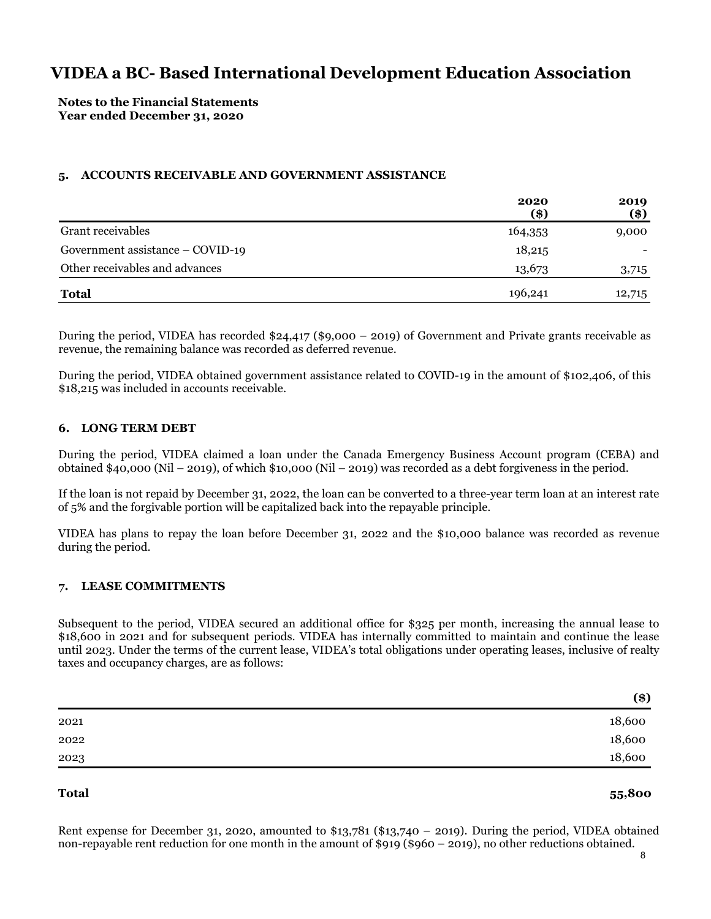# VIDEA a BC- Based International Development Education Association

**Notes to the Financial Statements**
**Year ended December 31, 2020**

### 5. ACCOUNTS RECEIVABLE AND GOVERNMENT ASSISTANCE

| | 2020 ($) | 2019 ($) |
|---|---|---|
| Grant receivables | 164,353 | 9,000 |
| Government assistance – COVID-19 | 18,215 | - |
| Other receivables and advances | 13,673 | 3,715 |
| **Total** | 196,241 | 12,715 |

During the period, VIDEA has recorded $24,417 ($9,000 – 2019) of Government and Private grants receivable as revenue, the remaining balance was recorded as deferred revenue.

During the period, VIDEA obtained government assistance related to COVID-19 in the amount of $102,406, of this $18,215 was included in accounts receivable.

### 6. LONG TERM DEBT

During the period, VIDEA claimed a loan under the Canada Emergency Business Account program (CEBA) and obtained $40,000 (Nil – 2019), of which $10,000 (Nil – 2019) was recorded as a debt forgiveness in the period.

If the loan is not repaid by December 31, 2022, the loan can be converted to a three-year term loan at an interest rate of 5% and the forgivable portion will be capitalized back into the repayable principle.

VIDEA has plans to repay the loan before December 31, 2022 and the $10,000 balance was recorded as revenue during the period.

### 7. LEASE COMMITMENTS

Subsequent to the period, VIDEA secured an additional office for $325 per month, increasing the annual lease to $18,600 in 2021 and for subsequent periods. VIDEA has internally committed to maintain and continue the lease until 2023. Under the terms of the current lease, VIDEA's total obligations under operating leases, inclusive of realty taxes and occupancy charges, are as follows:

| | ($) |
|---|---|
| 2021 | 18,600 |
| 2022 | 18,600 |
| 2023 | 18,600 |
| **Total** | **55,800** |

Rent expense for December 31, 2020, amounted to $13,781 ($13,740 – 2019). During the period, VIDEA obtained non-repayable rent reduction for one month in the amount of $919 ($960 – 2019), no other reductions obtained.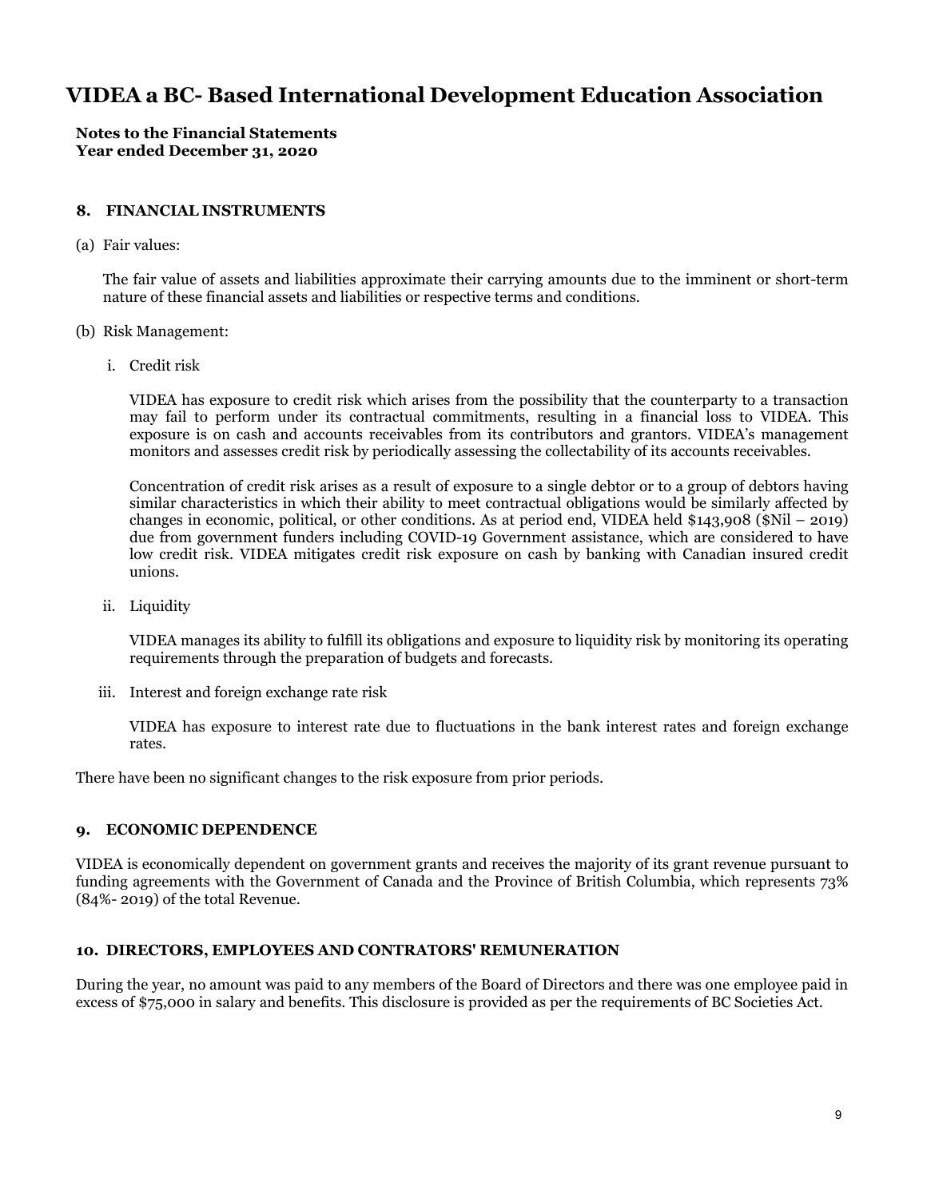# VIDEA a BC- Based International Development Education Association

**Notes to the Financial Statements**
**Year ended December 31, 2020**

## 8. FINANCIAL INSTRUMENTS

(a) Fair values:

The fair value of assets and liabilities approximate their carrying amounts due to the imminent or short-term nature of these financial assets and liabilities or respective terms and conditions.

(b) Risk Management:

i. Credit risk

VIDEA has exposure to credit risk which arises from the possibility that the counterparty to a transaction may fail to perform under its contractual commitments, resulting in a financial loss to VIDEA. This exposure is on cash and accounts receivables from its contributors and grantors. VIDEA's management monitors and assesses credit risk by periodically assessing the collectability of its accounts receivables.

Concentration of credit risk arises as a result of exposure to a single debtor or to a group of debtors having similar characteristics in which their ability to meet contractual obligations would be similarly affected by changes in economic, political, or other conditions. As at period end, VIDEA held $143,908 ($Nil – 2019) due from government funders including COVID-19 Government assistance, which are considered to have low credit risk. VIDEA mitigates credit risk exposure on cash by banking with Canadian insured credit unions.

ii. Liquidity

VIDEA manages its ability to fulfill its obligations and exposure to liquidity risk by monitoring its operating requirements through the preparation of budgets and forecasts.

iii. Interest and foreign exchange rate risk

VIDEA has exposure to interest rate due to fluctuations in the bank interest rates and foreign exchange rates.

There have been no significant changes to the risk exposure from prior periods.

## 9. ECONOMIC DEPENDENCE

VIDEA is economically dependent on government grants and receives the majority of its grant revenue pursuant to funding agreements with the Government of Canada and the Province of British Columbia, which represents 73% (84%- 2019) of the total Revenue.

## 10. DIRECTORS, EMPLOYEES AND CONTRATORS' REMUNERATION

During the year, no amount was paid to any members of the Board of Directors and there was one employee paid in excess of $75,000 in salary and benefits. This disclosure is provided as per the requirements of BC Societies Act.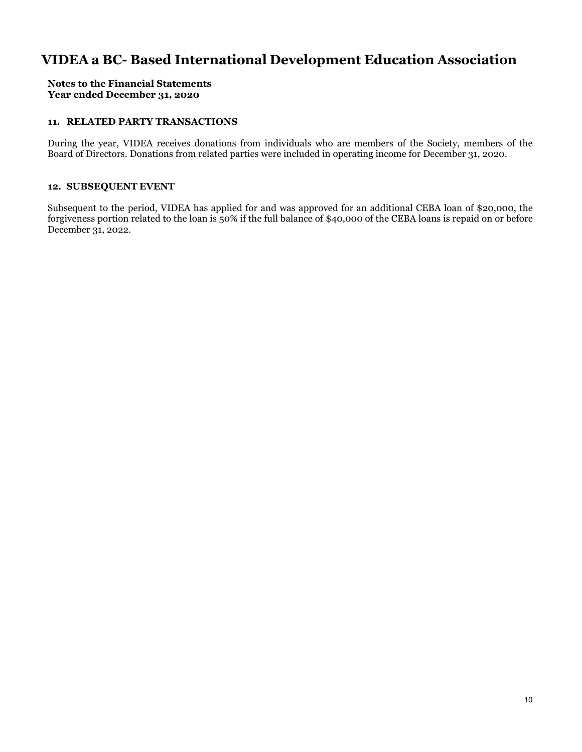# VIDEA a BC- Based International Development Education Association

**Notes to the Financial Statements**
**Year ended December 31, 2020**

### 11. RELATED PARTY TRANSACTIONS

During the year, VIDEA receives donations from individuals who are members of the Society, members of the Board of Directors. Donations from related parties were included in operating income for December 31, 2020.

### 12. SUBSEQUENT EVENT

Subsequent to the period, VIDEA has applied for and was approved for an additional CEBA loan of $20,000, the forgiveness portion related to the loan is 50% if the full balance of $40,000 of the CEBA loans is repaid on or before December 31, 2022.